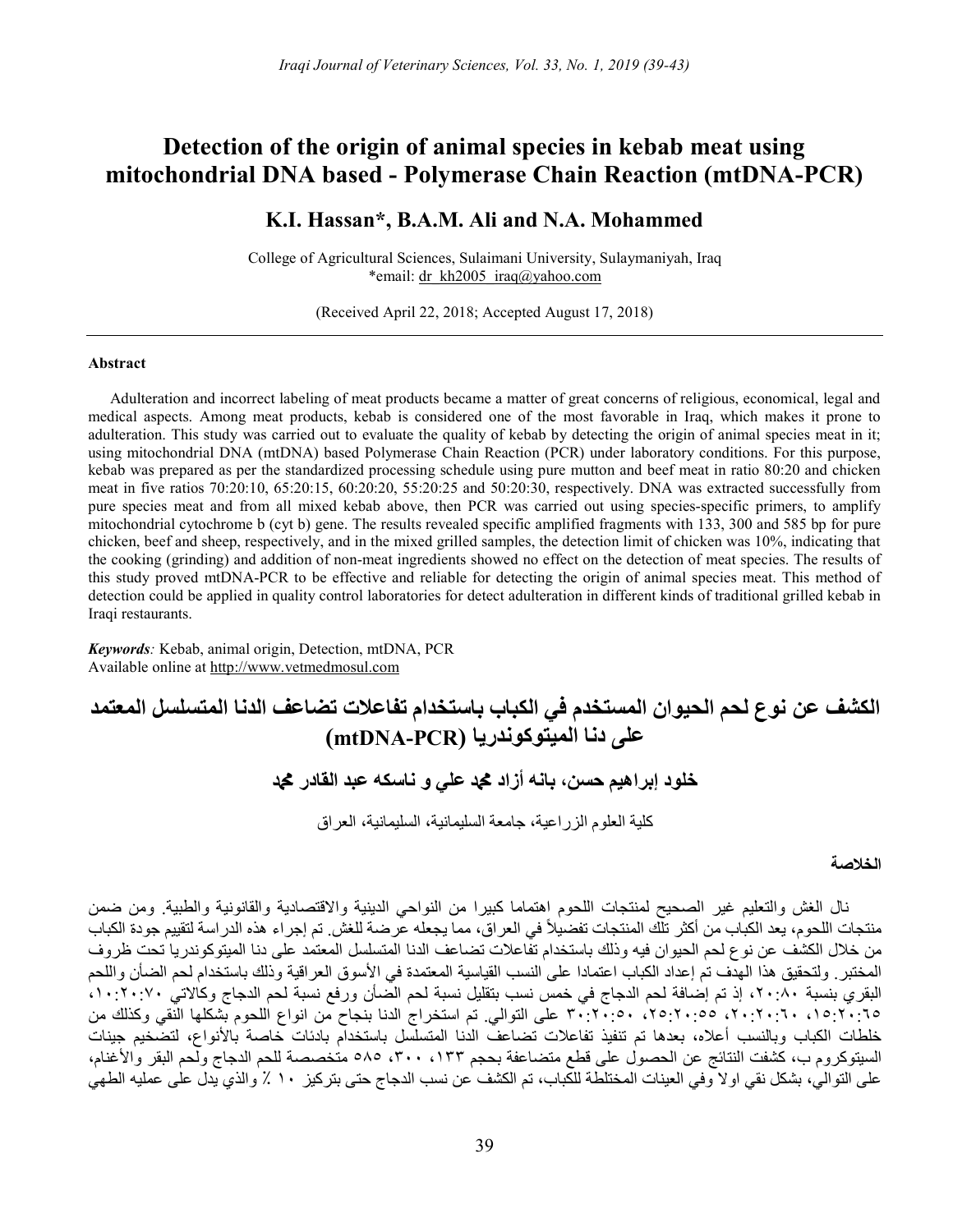# Detection of the origin of animal species in kebab meat using mitochondrial DNA based - Polymerase Chain Reaction (mtDNA-PCR)

## K.I. Hassan*, B.A.M. Ali and N.A. Mohammed

College of Agricultural Sciences, Sulaimani University, Sulaymaniyah, Iraq
*email: dr_kh2005_iraq@yahoo.com

(Received April 22, 2018; Accepted August 17, 2018)

### Abstract

Adulteration and incorrect labeling of meat products became a matter of great concerns of religious, economical, legal and medical aspects. Among meat products, kebab is considered one of the most favorable in Iraq, which makes it prone to adulteration. This study was carried out to evaluate the quality of kebab by detecting the origin of animal species meat in it; using mitochondrial DNA (mtDNA) based Polymerase Chain Reaction (PCR) under laboratory conditions. For this purpose, kebab was prepared as per the standardized processing schedule using pure mutton and beef meat in ratio 80:20 and chicken meat in five ratios 70:20:10, 65:20:15, 60:20:20, 55:20:25 and 50:20:30, respectively. DNA was extracted successfully from pure species meat and from all mixed kebab above, then PCR was carried out using species-specific primers, to amplify mitochondrial cytochrome b (cyt b) gene. The results revealed specific amplified fragments with 133, 300 and 585 bp for pure chicken, beef and sheep, respectively, and in the mixed grilled samples, the detection limit of chicken was 10%, indicating that the cooking (grinding) and addition of non-meat ingredients showed no effect on the detection of meat species. The results of this study proved mtDNA-PCR to be effective and reliable for detecting the origin of animal species meat. This method of detection could be applied in quality control laboratories for detect adulteration in different kinds of traditional grilled kebab in Iraqi restaurants.

*Keywords:* Kebab, animal origin, Detection, mtDNA, PCR
Available online at http://www.vetmedmosul.com

# الكشف عن نوع لحم الحيوان المستخدم في الكباب باستخدام تفاعلات تضاعف الدنا المتسلسل المعتمد على دنا الميتوكوندريا (mtDNA-PCR)

## خلود إبراهيم حسن، بانه أزاد محمد علي و ناسكه عبد القادر محمد

كلية العلوم الزراعية، جامعة السليمانية، السليمانية، العراق

### الخلاصة

نال الغش والتعليم غير الصحيح لمنتجات اللحوم اهتماما كبيرا من النواحي الدينية والاقتصادية والقانونية والطبية. ومن ضمن منتجات اللحوم، يعد الكباب من أكثر تلك المنتجات تفضيلاً في العراق، مما يجعله عرضة للغش. تم إجراء هذه الدراسة لتقييم جودة الكباب من خلال الكشف عن نوع لحم الحيوان فيه وذلك باستخدام تفاعلات تضاعف الدنا المتسلسل المعتمد على دنا الميتوكوندريا تحت ظروف المختبر. ولتحقيق هذا الهدف تم إعداد الكباب اعتمادا على النسب القياسية المعتمدة في الأسواق العراقية وذلك باستخدام لحم الضأن واللحم البقري بنسبة ٨٠:٢٠، إذ تم إضافة لحم الدجاج في خمس نسب بتقليل نسبة لحم الضأن ورفع نسبة لحم الدجاج وكالاتي ٧٠:٢٠:١٠، ٦٥:٢٠:١٥، ٦٠:٢٠:٢٠، ٥٥:٢٠:٢٥، ٥٠:٢٠:٣٠ على التوالي. تم استخراج الدنا بنجاح من انواع اللحوم بشكلها النقي وكذلك من خلطات الكباب وبالنسب أعلاه، بعدها تم تنفيذ تفاعلات تضاعف الدنا المتسلسل باستخدام بادئات خاصة بالأنواع، لتضخيم جينات السيتوكروم ب، كشفت النتائج عن الحصول على قطع متضاعفة بحجم ١٣٣، ٣٠٠، ٥٨٥ متخصصة للحم الدجاج ولحم البقر والأغنام، على التوالي، بشكل نقي اولا وفي العينات المختلطة للكباب، تم الكشف عن نسب الدجاج حتى بتركيز ١٠ ٪ والذي يدل على عمليه الطهي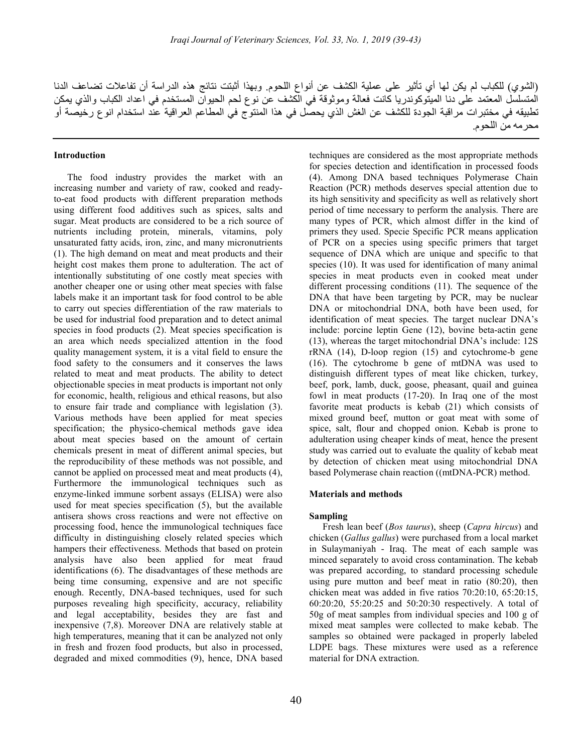(الشوي) للكباب لم يكن لها أي تأثير على عملية الكشف عن أنواع اللحوم. وبهذا أثبتت نتائج هذه الدراسة أن تفاعلات تضاعف الدنا المتسلسل المعتمد على دنا المايتوكوندريا كانت فعالة وموثوقة في الكشف عن نوع لحم الحيوان المستخدم في اعداد الكباب والذي يمكن تطبيقه في مختبرات مراقبة الجودة للكشف عن الغش الذي يحصل في هذا المنتوج في المطاعم العراقية عند استخدام انوع رخيصة أو محرمه من اللحوم.

## Introduction

The food industry provides the market with an increasing number and variety of raw, cooked and ready-to-eat food products with different preparation methods using different food additives such as spices, salts and sugar. Meat products are considered to be a rich source of nutrients including protein, minerals, vitamins, poly unsaturated fatty acids, iron, zinc, and many micronutrients (1). The high demand on meat and meat products and their height cost makes them prone to adulteration. The act of intentionally substituting of one costly meat species with another cheaper one or using other meat species with false labels make it an important task for food control to be able to carry out species differentiation of the raw materials to be used for industrial food preparation and to detect animal species in food products (2). Meat species specification is an area which needs specialized attention in the food quality management system, it is a vital field to ensure the food safety to the consumers and it conserves the laws related to meat and meat products. The ability to detect objectionable species in meat products is important not only for economic, health, religious and ethical reasons, but also to ensure fair trade and compliance with legislation (3). Various methods have been applied for meat species specification; the physico-chemical methods gave idea about meat species based on the amount of certain chemicals present in meat of different animal species, but the reproducibility of these methods was not possible, and cannot be applied on processed meat and meat products (4), Furthermore the immunological techniques such as enzyme-linked immune sorbent assays (ELISA) were also used for meat species specification (5), but the available antisera shows cross reactions and were not effective on processing food, hence the immunological techniques face difficulty in distinguishing closely related species which hampers their effectiveness. Methods that based on protein analysis have also been applied for meat fraud identifications (6). The disadvantages of these methods are being time consuming, expensive and are not specific enough. Recently, DNA-based techniques, used for such purposes revealing high specificity, accuracy, reliability and legal acceptability, besides they are fast and inexpensive (7,8). Moreover DNA are relatively stable at high temperatures, meaning that it can be analyzed not only in fresh and frozen food products, but also in processed, degraded and mixed commodities (9), hence, DNA based techniques are considered as the most appropriate methods for species detection and identification in processed foods (4). Among DNA based techniques Polymerase Chain Reaction (PCR) methods deserves special attention due to its high sensitivity and specificity as well as relatively short period of time necessary to perform the analysis. There are many types of PCR, which almost differ in the kind of primers they used. Specie Specific PCR means application of PCR on a species using specific primers that target sequence of DNA which are unique and specific to that species (10). It was used for identification of many animal species in meat products even in cooked meat under different processing conditions (11). The sequence of the DNA that have been targeting by PCR, may be nuclear DNA or mitochondrial DNA, both have been used, for identification of meat species. The target nuclear DNA's include: porcine leptin Gene (12), bovine beta-actin gene (13), whereas the target mitochondrial DNA's include: 12S rRNA (14), D-loop region (15) and cytochrome-b gene (16). The cytochrome b gene of mtDNA was used to distinguish different types of meat like chicken, turkey, beef, pork, lamb, duck, goose, pheasant, quail and guinea fowl in meat products (17-20). In Iraq one of the most favorite meat products is kebab (21) which consists of mixed ground beef, mutton or goat meat with some of spice, salt, flour and chopped onion. Kebab is prone to adulteration using cheaper kinds of meat, hence the present study was carried out to evaluate the quality of kebab meat by detection of chicken meat using mitochondrial DNA based Polymerase chain reaction ((mtDNA-PCR) method.

## Materials and methods

### Sampling

Fresh lean beef (*Bos taurus*), sheep (*Capra hircus*) and chicken (*Gallus gallus*) were purchased from a local market in Sulaymaniyah - Iraq. The meat of each sample was minced separately to avoid cross contamination. The kebab was prepared according, to standard processing schedule using pure mutton and beef meat in ratio (80:20), then chicken meat was added in five ratios 70:20:10, 65:20:15, 60:20:20, 55:20:25 and 50:20:30 respectively. A total of 50g of meat samples from individual species and 100 g of mixed meat samples were collected to make kebab. The samples so obtained were packaged in properly labeled LDPE bags. These mixtures were used as a reference material for DNA extraction.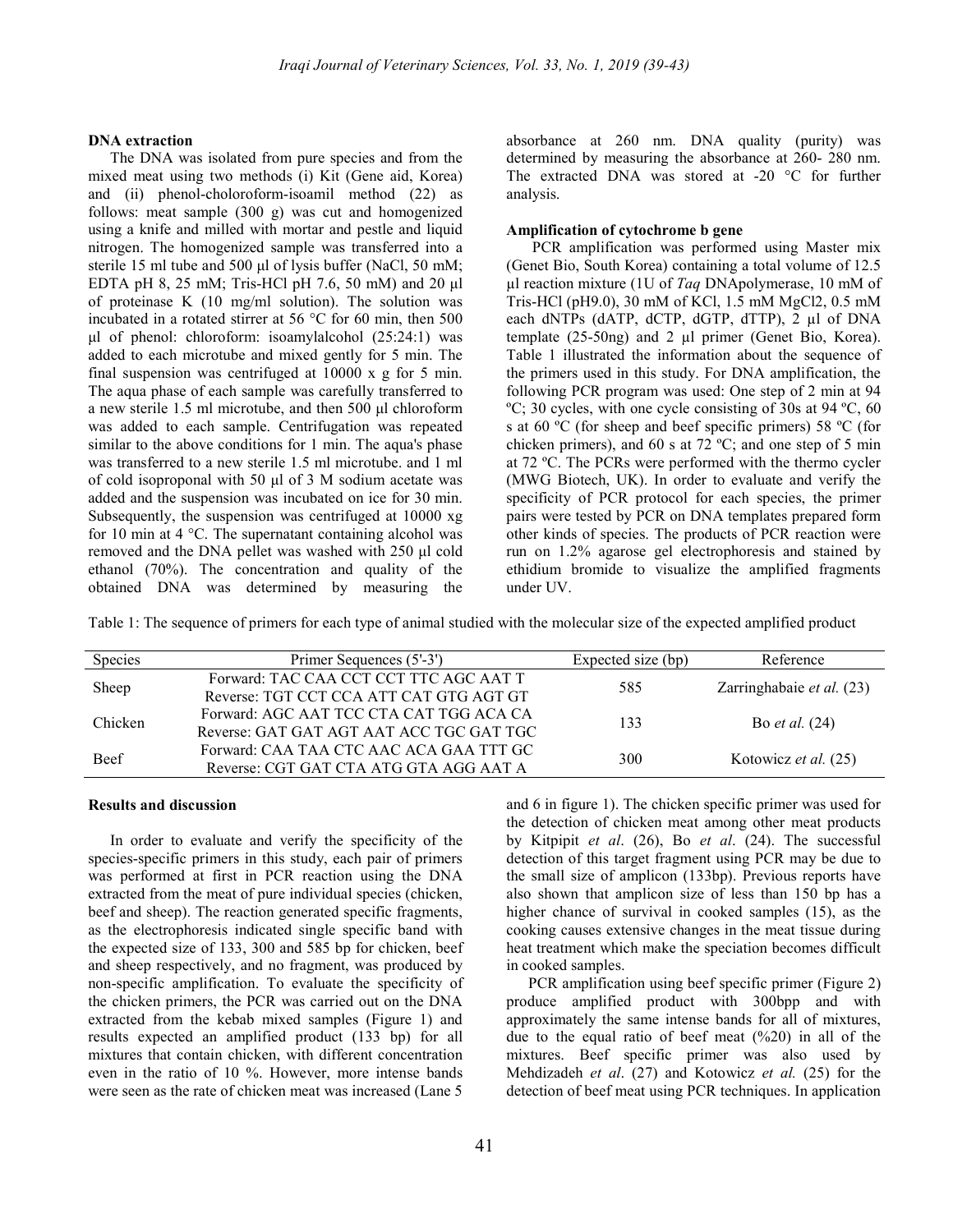### DNA extraction

The DNA was isolated from pure species and from the mixed meat using two methods (i) Kit (Gene aid, Korea) and (ii) phenol-choloroform-isoamil method (22) as follows: meat sample (300 g) was cut and homogenized using a knife and milled with mortar and pestle and liquid nitrogen. The homogenized sample was transferred into a sterile 15 ml tube and 500 µl of lysis buffer (NaCl, 50 mM; EDTA pH 8, 25 mM; Tris-HCl pH 7.6, 50 mM) and 20 µl of proteinase K (10 mg/ml solution). The solution was incubated in a rotated stirrer at 56 °C for 60 min, then 500 µl of phenol: chloroform: isoamylalcohol (25:24:1) was added to each microtube and mixed gently for 5 min. The final suspension was centrifuged at 10000 x g for 5 min. The aqua phase of each sample was carefully transferred to a new sterile 1.5 ml microtube, and then 500 µl chloroform was added to each sample. Centrifugation was repeated similar to the above conditions for 1 min. The aqua's phase was transferred to a new sterile 1.5 ml microtube. and 1 ml of cold isoproponal with 50 µl of 3 M sodium acetate was added and the suspension was incubated on ice for 30 min. Subsequently, the suspension was centrifuged at 10000 xg for 10 min at 4 °C. The supernatant containing alcohol was removed and the DNA pellet was washed with 250 µl cold ethanol (70%). The concentration and quality of the obtained DNA was determined by measuring the absorbance at 260 nm. DNA quality (purity) was determined by measuring the absorbance at 260- 280 nm. The extracted DNA was stored at -20 °C for further analysis.

### Amplification of cytochrome b gene

PCR amplification was performed using Master mix (Genet Bio, South Korea) containing a total volume of 12.5 µl reaction mixture (1U of *Taq* DNApolymerase, 10 mM of Tris-HCl (pH9.0), 30 mM of KCl, 1.5 mM $MgCl_2$, 0.5 mM each dNTPs (dATP, dCTP, dGTP, dTTP), 2 µl of DNA template (25-50ng) and 2 µl primer (Genet Bio, Korea). Table 1 illustrated the information about the sequence of the primers used in this study. For DNA amplification, the following PCR program was used: One step of 2 min at 94 ºC; 30 cycles, with one cycle consisting of 30s at 94 ºC, 60 s at 60 ºC (for sheep and beef specific primers) 58 ºC (for chicken primers), and 60 s at 72 ºC; and one step of 5 min at 72 ºC. The PCRs were performed with the thermo cycler (MWG Biotech, UK). In order to evaluate and verify the specificity of PCR protocol for each species, the primer pairs were tested by PCR on DNA templates prepared form other kinds of species. The products of PCR reaction were run on 1.2% agarose gel electrophoresis and stained by ethidium bromide to visualize the amplified fragments under UV.

Table 1: The sequence of primers for each type of animal studied with the molecular size of the expected amplified product

| Species | Primer Sequences (5'-3') | Expected size (bp) | Reference |
|---|---|---|---|
| Sheep | Forward: TAC CAA CCT CCT TTC AGC AAT T<br>Reverse: TGT CCT CCA ATT CAT GTG AGT GT | 585 | Zarringhabaie *et al.* (23) |
| Chicken | Forward: AGC AAT TCC CTA CAT TGG ACA CA<br>Reverse: GAT GAT AGT AAT ACC TGC GAT TGC | 133 | Bo *et al.* (24) |
| Beef | Forward: CAA TAA CTC AAC ACA GAA TTT GC<br>Reverse: CGT GAT CTA ATG GTA AGG AAT A | 300 | Kotowicz *et al.* (25) |

## Results and discussion

In order to evaluate and verify the specificity of the species-specific primers in this study, each pair of primers was performed at first in PCR reaction using the DNA extracted from the meat of pure individual species (chicken, beef and sheep). The reaction generated specific fragments, as the electrophoresis indicated single specific band with the expected size of 133, 300 and 585 bp for chicken, beef and sheep respectively, and no fragment, was produced by non-specific amplification. To evaluate the specificity of the chicken primers, the PCR was carried out on the DNA extracted from the kebab mixed samples (Figure 1) and results expected an amplified product (133 bp) for all mixtures that contain chicken, with different concentration even in the ratio of 10 %. However, more intense bands were seen as the rate of chicken meat was increased (Lane 5 and 6 in figure 1). The chicken specific primer was used for the detection of chicken meat among other meat products by Kitpipit *et al*. (26), Bo *et al*. (24). The successful detection of this target fragment using PCR may be due to the small size of amplicon (133bp). Previous reports have also shown that amplicon size of less than 150 bp has a higher chance of survival in cooked samples (15), as the cooking causes extensive changes in the meat tissue during heat treatment which make the speciation becomes difficult in cooked samples.

PCR amplification using beef specific primer (Figure 2) produce amplified product with 300bpp and with approximately the same intense bands for all of mixtures, due to the equal ratio of beef meat (%20) in all of the mixtures. Beef specific primer was also used by Mehdizadeh *et al*. (27) and Kotowicz *et al.* (25) for the detection of beef meat using PCR techniques. In application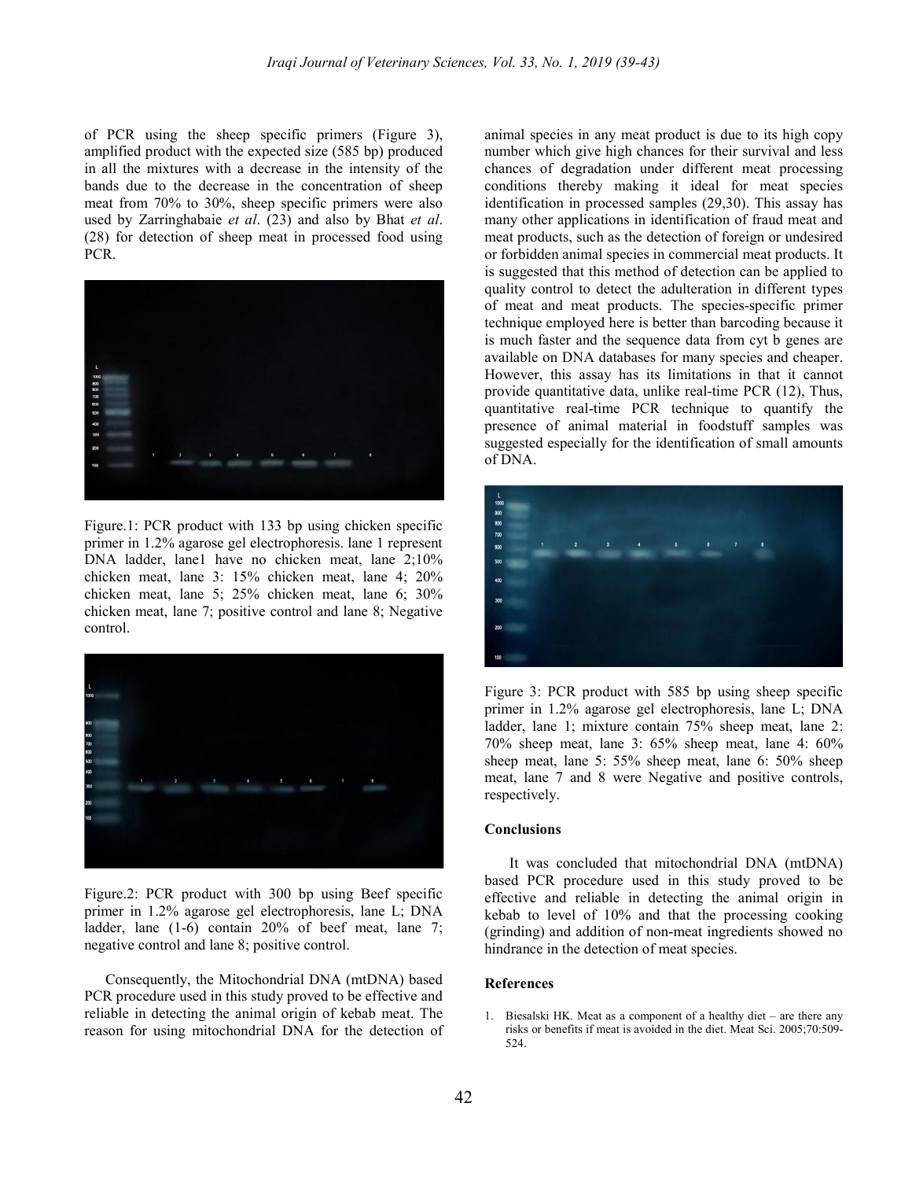of PCR using the sheep specific primers (Figure 3), amplified product with the expected size (585 bp) produced in all the mixtures with a decrease in the intensity of the bands due to the decrease in the concentration of sheep meat from 70% to 30%, sheep specific primers were also used by Zarringhabaie *et al*. (23) and also by Bhat *et al*. (28) for detection of sheep meat in processed food using PCR.

Figure.1: PCR product with 133 bp using chicken specific primer in 1.2% agarose gel electrophoresis. lane 1 represent DNA ladder, lane1 have no chicken meat, lane 2;10% chicken meat, lane 3: 15% chicken meat, lane 4; 20% chicken meat, lane 5; 25% chicken meat, lane 6; 30% chicken meat, lane 7; positive control and lane 8; Negative control.

Figure.2: PCR product with 300 bp using Beef specific primer in 1.2% agarose gel electrophoresis, lane L; DNA ladder, lane (1-6) contain 20% of beef meat, lane 7; negative control and lane 8; positive control.

Consequently, the Mitochondrial DNA (mtDNA) based PCR procedure used in this study proved to be effective and reliable in detecting the animal origin of kebab meat. The reason for using mitochondrial DNA for the detection of animal species in any meat product is due to its high copy number which give high chances for their survival and less chances of degradation under different meat processing conditions thereby making it ideal for meat species identification in processed samples (29,30). This assay has many other applications in identification of fraud meat and meat products, such as the detection of foreign or undesired or forbidden animal species in commercial meat products. It is suggested that this method of detection can be applied to quality control to detect the adulteration in different types of meat and meat products. The species-specific primer technique employed here is better than barcoding because it is much faster and the sequence data from cyt b genes are available on DNA databases for many species and cheaper. However, this assay has its limitations in that it cannot provide quantitative data, unlike real-time PCR (12), Thus, quantitative real-time PCR technique to quantify the presence of animal material in foodstuff samples was suggested especially for the identification of small amounts of DNA.

Figure 3: PCR product with 585 bp using sheep specific primer in 1.2% agarose gel electrophoresis, lane L; DNA ladder, lane 1; mixture contain 75% sheep meat, lane 2: 70% sheep meat, lane 3: 65% sheep meat, lane 4: 60% sheep meat, lane 5: 55% sheep meat, lane 6: 50% sheep meat, lane 7 and 8 were Negative and positive controls, respectively.

## Conclusions

It was concluded that mitochondrial DNA (mtDNA) based PCR procedure used in this study proved to be effective and reliable in detecting the animal origin in kebab to level of 10% and that the processing cooking (grinding) and addition of non-meat ingredients showed no hindrance in the detection of meat species.

## References

1. Biesalski HK. Meat as a component of a healthy diet – are there any risks or benefits if meat is avoided in the diet. Meat Sci. 2005;70:509-524.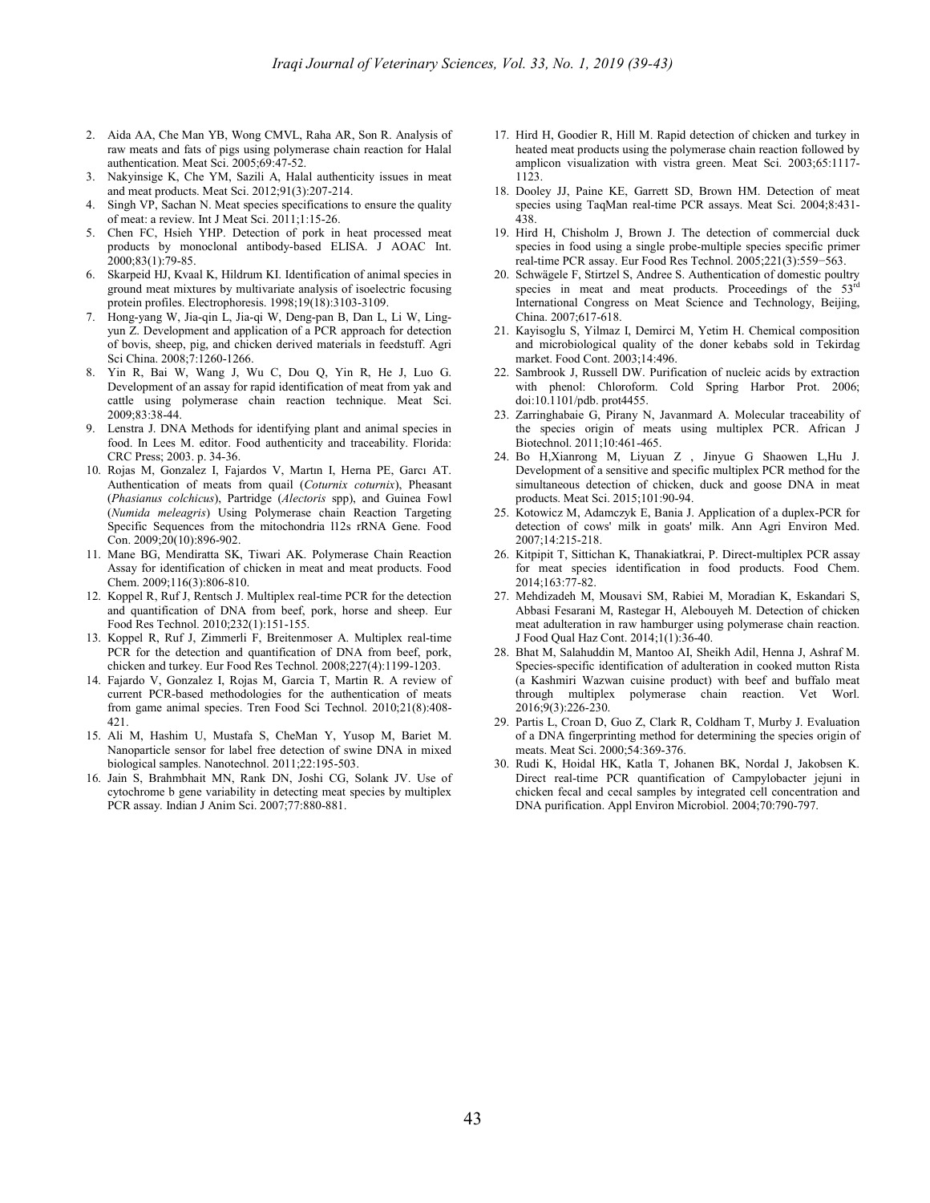2. Aida AA, Che Man YB, Wong CMVL, Raha AR, Son R. Analysis of raw meats and fats of pigs using polymerase chain reaction for Halal authentication. Meat Sci. 2005;69:47-52.
3. Nakyinsige K, Che YM, Sazili A, Halal authenticity issues in meat and meat products. Meat Sci. 2012;91(3):207-214.
4. Singh VP, Sachan N. Meat species specifications to ensure the quality of meat: a review. Int J Meat Sci. 2011;1:15-26.
5. Chen FC, Hsieh YHP. Detection of pork in heat processed meat products by monoclonal antibody-based ELISA. J AOAC Int. 2000;83(1):79-85.
6. Skarpeid HJ, Kvaal K, Hildrum KI. Identification of animal species in ground meat mixtures by multivariate analysis of isoelectric focusing protein profiles. Electrophoresis. 1998;19(18):3103-3109.
7. Hong-yang W, Jia-qin L, Jia-qi W, Deng-pan B, Dan L, Li W, Ling-yun Z. Development and application of a PCR approach for detection of bovis, sheep, pig, and chicken derived materials in feedstuff. Agri Sci China. 2008;7:1260-1266.
8. Yin R, Bai W, Wang J, Wu C, Dou Q, Yin R, He J, Luo G. Development of an assay for rapid identification of meat from yak and cattle using polymerase chain reaction technique. Meat Sci. 2009;83:38-44.
9. Lenstra J. DNA Methods for identifying plant and animal species in food. In Lees M. editor. Food authenticity and traceability. Florida: CRC Press; 2003. p. 34-36.
10. Rojas M, Gonzalez I, Fajardos V, Martın I, Herna PE, Garcı AT. Authentication of meats from quail (*Coturnix coturnix*), Pheasant (*Phasianus colchicus*), Partridge (*Alectoris* spp), and Guinea Fowl (*Numida meleagris*) Using Polymerase chain Reaction Targeting Specific Sequences from the mitochondria l12s rRNA Gene. Food Con. 2009;20(10):896-902.
11. Mane BG, Mendiratta SK, Tiwari AK. Polymerase Chain Reaction Assay for identification of chicken in meat and meat products. Food Chem. 2009;116(3):806-810.
12. Koppel R, Ruf J, Rentsch J. Multiplex real-time PCR for the detection and quantification of DNA from beef, pork, horse and sheep. Eur Food Res Technol. 2010;232(1):151-155.
13. Koppel R, Ruf J, Zimmerli F, Breitenmoser A. Multiplex real-time PCR for the detection and quantification of DNA from beef, pork, chicken and turkey. Eur Food Res Technol. 2008;227(4):1199-1203.
14. Fajardo V, Gonzalez I, Rojas M, Garcia T, Martin R. A review of current PCR-based methodologies for the authentication of meats from game animal species. Tren Food Sci Technol. 2010;21(8):408-421.
15. Ali M, Hashim U, Mustafa S, CheMan Y, Yusop M, Bariet M. Nanoparticle sensor for label free detection of swine DNA in mixed biological samples. Nanotechnol. 2011;22:195-503.
16. Jain S, Brahmbhait MN, Rank DN, Joshi CG, Solank JV. Use of cytochrome b gene variability in detecting meat species by multiplex PCR assay. Indian J Anim Sci. 2007;77:880-881.
17. Hird H, Goodier R, Hill M. Rapid detection of chicken and turkey in heated meat products using the polymerase chain reaction followed by amplicon visualization with vistra green. Meat Sci. 2003;65:1117-1123.
18. Dooley JJ, Paine KE, Garrett SD, Brown HM. Detection of meat species using TaqMan real-time PCR assays. Meat Sci. 2004;8:431-438.
19. Hird H, Chisholm J, Brown J. The detection of commercial duck species in food using a single probe-multiple species specific primer real-time PCR assay. Eur Food Res Technol. 2005;221(3):559−563.
20. Schwägele F, Stirtzel S, Andree S. Authentication of domestic poultry species in meat and meat products. Proceedings of the 53rd International Congress on Meat Science and Technology, Beijing, China. 2007;617-618.
21. Kayisoglu S, Yilmaz I, Demirci M, Yetim H. Chemical composition and microbiological quality of the doner kebabs sold in Tekirdag market. Food Cont. 2003;14:496.
22. Sambrook J, Russell DW. Purification of nucleic acids by extraction with phenol: Chloroform. Cold Spring Harbor Prot. 2006; doi:10.1101/pdb. prot4455.
23. Zarringhabaie G, Pirany N, Javanmard A. Molecular traceability of the species origin of meats using multiplex PCR. African J Biotechnol. 2011;10:461-465.
24. Bo H,Xianrong M, Liyuan Z , Jinyue G Shaowen L,Hu J. Development of a sensitive and specific multiplex PCR method for the simultaneous detection of chicken, duck and goose DNA in meat products. Meat Sci. 2015;101:90-94.
25. Kotowicz M, Adamczyk E, Bania J. Application of a duplex-PCR for detection of cows' milk in goats' milk. Ann Agri Environ Med. 2007;14:215-218.
26. Kitpipit T, Sittichan K, Thanakiatkrai, P. Direct-multiplex PCR assay for meat species identification in food products. Food Chem. 2014;163:77-82.
27. Mehdizadeh M, Mousavi SM, Rabiei M, Moradian K, Eskandari S, Abbasi Fesarani M, Rastegar H, Alebouyeh M. Detection of chicken meat adulteration in raw hamburger using polymerase chain reaction. J Food Qual Haz Cont. 2014;1(1):36-40.
28. Bhat M, Salahuddin M, Mantoo AI, Sheikh Adil, Henna J, Ashraf M. Species-specific identification of adulteration in cooked mutton Rista (a Kashmiri Wazwan cuisine product) with beef and buffalo meat through multiplex polymerase chain reaction. Vet Worl. 2016;9(3):226-230.
29. Partis L, Croan D, Guo Z, Clark R, Coldham T, Murby J. Evaluation of a DNA fingerprinting method for determining the species origin of meats. Meat Sci. 2000;54:369-376.
30. Rudi K, Hoidal HK, Katla T, Johanen BK, Nordal J, Jakobsen K. Direct real-time PCR quantification of Campylobacter jejuni in chicken fecal and cecal samples by integrated cell concentration and DNA purification. Appl Environ Microbiol. 2004;70:790-797.